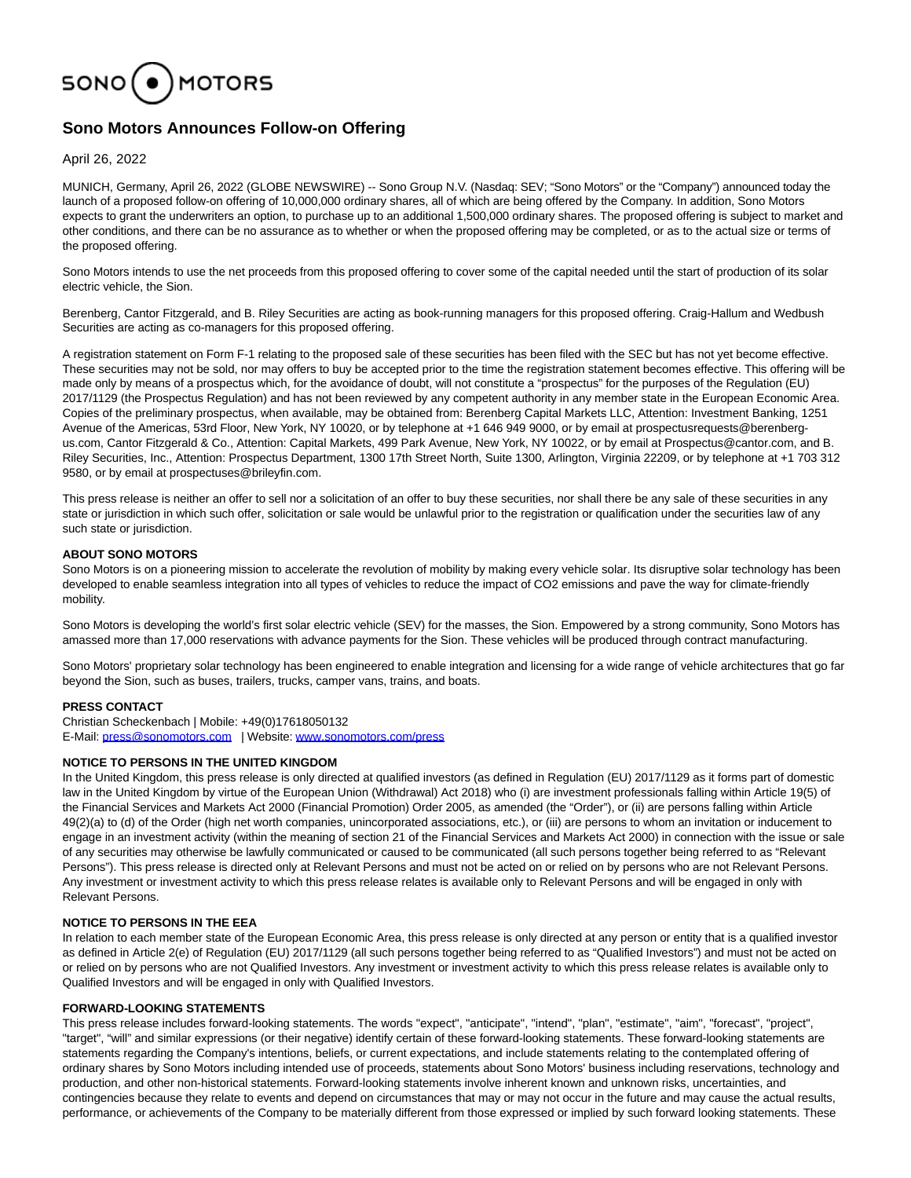SONO MOTORS

# Sono Motors Announces Follow-on Offering

April 26, 2022

MUNICH, Germany, April 26, 2022 (GLOBE NEWSWIRE) -- Sono Group N.V. (Nasdaq: SEV; "Sono Motors" or the "Company") announced today the launch of a proposed follow-on offering of 10,000,000 ordinary shares, all of which are being offered by the Company. In addition, Sono Motors expects to grant the underwriters an option, to purchase up to an additional 1,500,000 ordinary shares. The proposed offering is subject to market and other conditions, and there can be no assurance as to whether or when the proposed offering may be completed, or as to the actual size or terms of the proposed offering.

Sono Motors intends to use the net proceeds from this proposed offering to cover some of the capital needed until the start of production of its solar electric vehicle, the Sion.

Berenberg, Cantor Fitzgerald, and B. Riley Securities are acting as book-running managers for this proposed offering. Craig-Hallum and Wedbush Securities are acting as co-managers for this proposed offering.

A registration statement on Form F-1 relating to the proposed sale of these securities has been filed with the SEC but has not yet become effective. These securities may not be sold, nor may offers to buy be accepted prior to the time the registration statement becomes effective. This offering will be made only by means of a prospectus which, for the avoidance of doubt, will not constitute a "prospectus" for the purposes of the Regulation (EU) 2017/1129 (the Prospectus Regulation) and has not been reviewed by any competent authority in any member state in the European Economic Area. Copies of the preliminary prospectus, when available, may be obtained from: Berenberg Capital Markets LLC, Attention: Investment Banking, 1251 Avenue of the Americas, 53rd Floor, New York, NY 10020, or by telephone at +1 646 949 9000, or by email at prospectusrequests@berenberg-us.com, Cantor Fitzgerald & Co., Attention: Capital Markets, 499 Park Avenue, New York, NY 10022, or by email at Prospectus@cantor.com, and B. Riley Securities, Inc., Attention: Prospectus Department, 1300 17th Street North, Suite 1300, Arlington, Virginia 22209, or by telephone at +1 703 312 9580, or by email at prospectuses@brileyfin.com.

This press release is neither an offer to sell nor a solicitation of an offer to buy these securities, nor shall there be any sale of these securities in any state or jurisdiction in which such offer, solicitation or sale would be unlawful prior to the registration or qualification under the securities law of any such state or jurisdiction.

**ABOUT SONO MOTORS**

Sono Motors is on a pioneering mission to accelerate the revolution of mobility by making every vehicle solar. Its disruptive solar technology has been developed to enable seamless integration into all types of vehicles to reduce the impact of CO2 emissions and pave the way for climate-friendly mobility.

Sono Motors is developing the world's first solar electric vehicle (SEV) for the masses, the Sion. Empowered by a strong community, Sono Motors has amassed more than 17,000 reservations with advance payments for the Sion. These vehicles will be produced through contract manufacturing.

Sono Motors' proprietary solar technology has been engineered to enable integration and licensing for a wide range of vehicle architectures that go far beyond the Sion, such as buses, trailers, trucks, camper vans, trains, and boats.

**PRESS CONTACT**

Christian Scheckenbach | Mobile: +49(0)17618050132

E-Mail: press@sonomotors.com | Website: www.sonomotors.com/press

**NOTICE TO PERSONS IN THE UNITED KINGDOM**

In the United Kingdom, this press release is only directed at qualified investors (as defined in Regulation (EU) 2017/1129 as it forms part of domestic law in the United Kingdom by virtue of the European Union (Withdrawal) Act 2018) who (i) are investment professionals falling within Article 19(5) of the Financial Services and Markets Act 2000 (Financial Promotion) Order 2005, as amended (the "Order"), or (ii) are persons falling within Article 49(2)(a) to (d) of the Order (high net worth companies, unincorporated associations, etc.), or (iii) are persons to whom an invitation or inducement to engage in an investment activity (within the meaning of section 21 of the Financial Services and Markets Act 2000) in connection with the issue or sale of any securities may otherwise be lawfully communicated or caused to be communicated (all such persons together being referred to as "Relevant Persons"). This press release is directed only at Relevant Persons and must not be acted on or relied on by persons who are not Relevant Persons. Any investment or investment activity to which this press release relates is available only to Relevant Persons and will be engaged in only with Relevant Persons.

**NOTICE TO PERSONS IN THE EEA**

In relation to each member state of the European Economic Area, this press release is only directed at any person or entity that is a qualified investor as defined in Article 2(e) of Regulation (EU) 2017/1129 (all such persons together being referred to as "Qualified Investors") and must not be acted on or relied on by persons who are not Qualified Investors. Any investment or investment activity to which this press release relates is available only to Qualified Investors and will be engaged in only with Qualified Investors.

**FORWARD-LOOKING STATEMENTS**

This press release includes forward-looking statements. The words "expect", "anticipate", "intend", "plan", "estimate", "aim", "forecast", "project", "target", "will" and similar expressions (or their negative) identify certain of these forward-looking statements. These forward-looking statements are statements regarding the Company's intentions, beliefs, or current expectations, and include statements relating to the contemplated offering of ordinary shares by Sono Motors including intended use of proceeds, statements about Sono Motors' business including reservations, technology and production, and other non-historical statements. Forward-looking statements involve inherent known and unknown risks, uncertainties, and contingencies because they relate to events and depend on circumstances that may or may not occur in the future and may cause the actual results, performance, or achievements of the Company to be materially different from those expressed or implied by such forward looking statements. These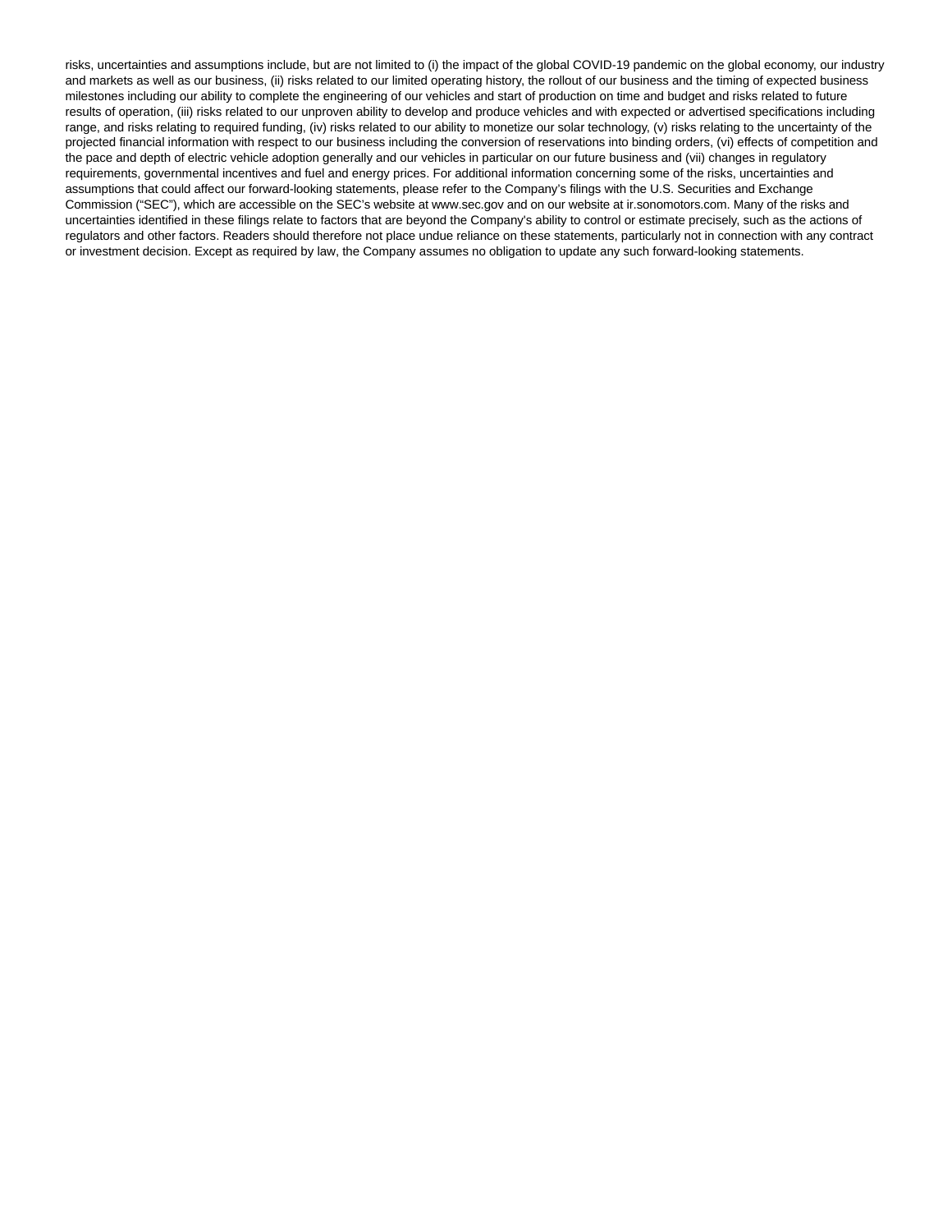risks, uncertainties and assumptions include, but are not limited to (i) the impact of the global COVID-19 pandemic on the global economy, our industry and markets as well as our business, (ii) risks related to our limited operating history, the rollout of our business and the timing of expected business milestones including our ability to complete the engineering of our vehicles and start of production on time and budget and risks related to future results of operation, (iii) risks related to our unproven ability to develop and produce vehicles and with expected or advertised specifications including range, and risks relating to required funding, (iv) risks related to our ability to monetize our solar technology, (v) risks relating to the uncertainty of the projected financial information with respect to our business including the conversion of reservations into binding orders, (vi) effects of competition and the pace and depth of electric vehicle adoption generally and our vehicles in particular on our future business and (vii) changes in regulatory requirements, governmental incentives and fuel and energy prices. For additional information concerning some of the risks, uncertainties and assumptions that could affect our forward-looking statements, please refer to the Company's filings with the U.S. Securities and Exchange Commission ("SEC"), which are accessible on the SEC's website at www.sec.gov and on our website at ir.sonomotors.com. Many of the risks and uncertainties identified in these filings relate to factors that are beyond the Company's ability to control or estimate precisely, such as the actions of regulators and other factors. Readers should therefore not place undue reliance on these statements, particularly not in connection with any contract or investment decision. Except as required by law, the Company assumes no obligation to update any such forward-looking statements.